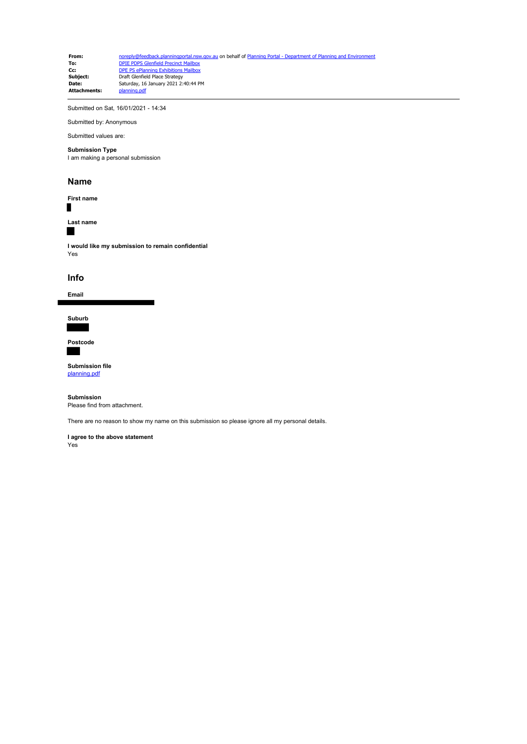| | |
|---|---|
| **From:** | noreply@feedback.planningportal.nsw.gov.au on behalf of Planning Portal - Department of Planning and Environment |
| **To:** | DPIE PDPS Glenfield Precinct Mailbox |
| **Cc:** | DPE PS ePlanning Exhibitions Mailbox |
| **Subject:** | Draft Glenfield Place Strategy |
| **Date:** | Saturday, 16 January 2021 2:40:44 PM |
| **Attachments:** | planning.pdf |

---

Submitted on Sat, 16/01/2021 - 14:34

Submitted by: Anonymous

Submitted values are:

**Submission Type**
I am making a personal submission

## Name

**First name**

**Last name**

**I would like my submission to remain confidential**
Yes

## Info

**Email**

**Suburb**

**Postcode**

**Submission file**
planning.pdf

**Submission**
Please find from attachment.

There are no reason to show my name on this submission so please ignore all my personal details.

**I agree to the above statement**
Yes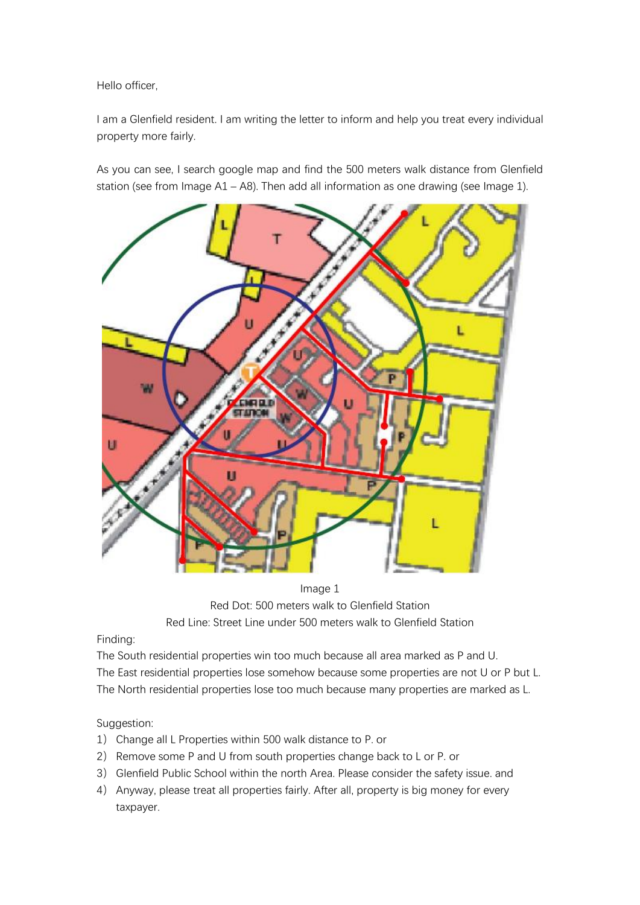Hello officer,

I am a Glenfield resident. I am writing the letter to inform and help you treat every individual property more fairly.

As you can see, I search google map and find the 500 meters walk distance from Glenfield station (see from Image A1 – A8). Then add all information as one drawing (see Image 1).

Image 1

Red Dot: 500 meters walk to Glenfield Station

Red Line: Street Line under 500 meters walk to Glenfield Station

Finding:

The South residential properties win too much because all area marked as P and U.

The East residential properties lose somehow because some properties are not U or P but L.

The North residential properties lose too much because many properties are marked as L.

Suggestion:

1） Change all L Properties within 500 walk distance to P. or
2） Remove some P and U from south properties change back to L or P. or
3） Glenfield Public School within the north Area. Please consider the safety issue. and
4） Anyway, please treat all properties fairly. After all, property is big money for every taxpayer.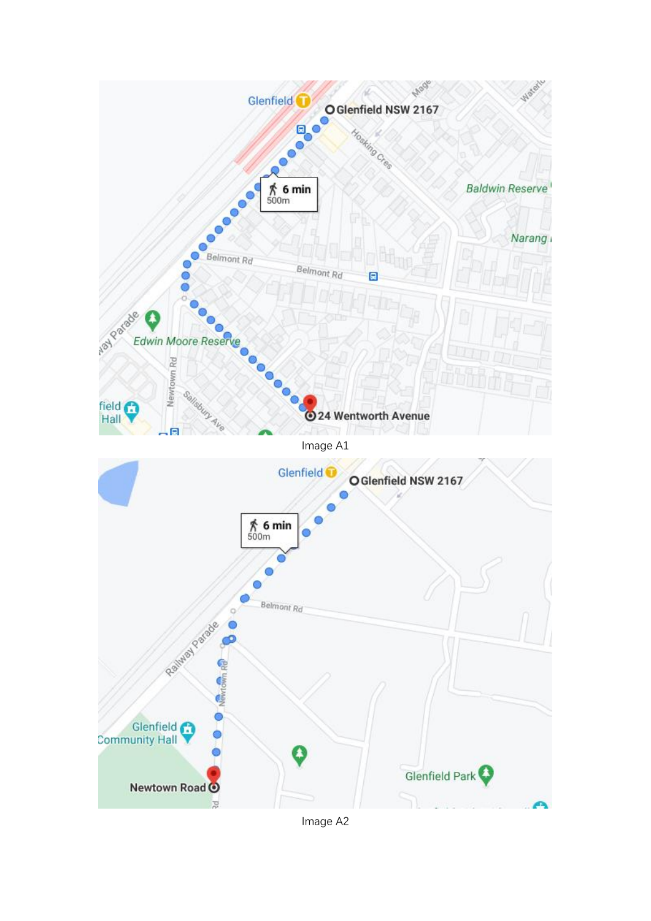Image A1

Image A2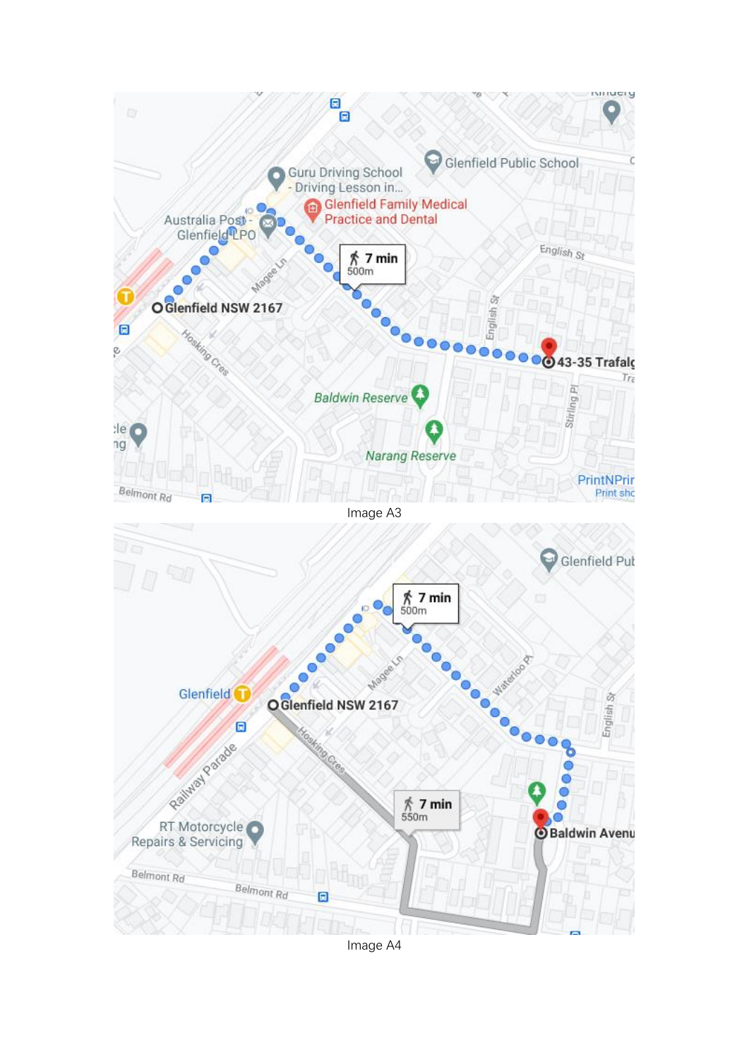Image A3

Image A4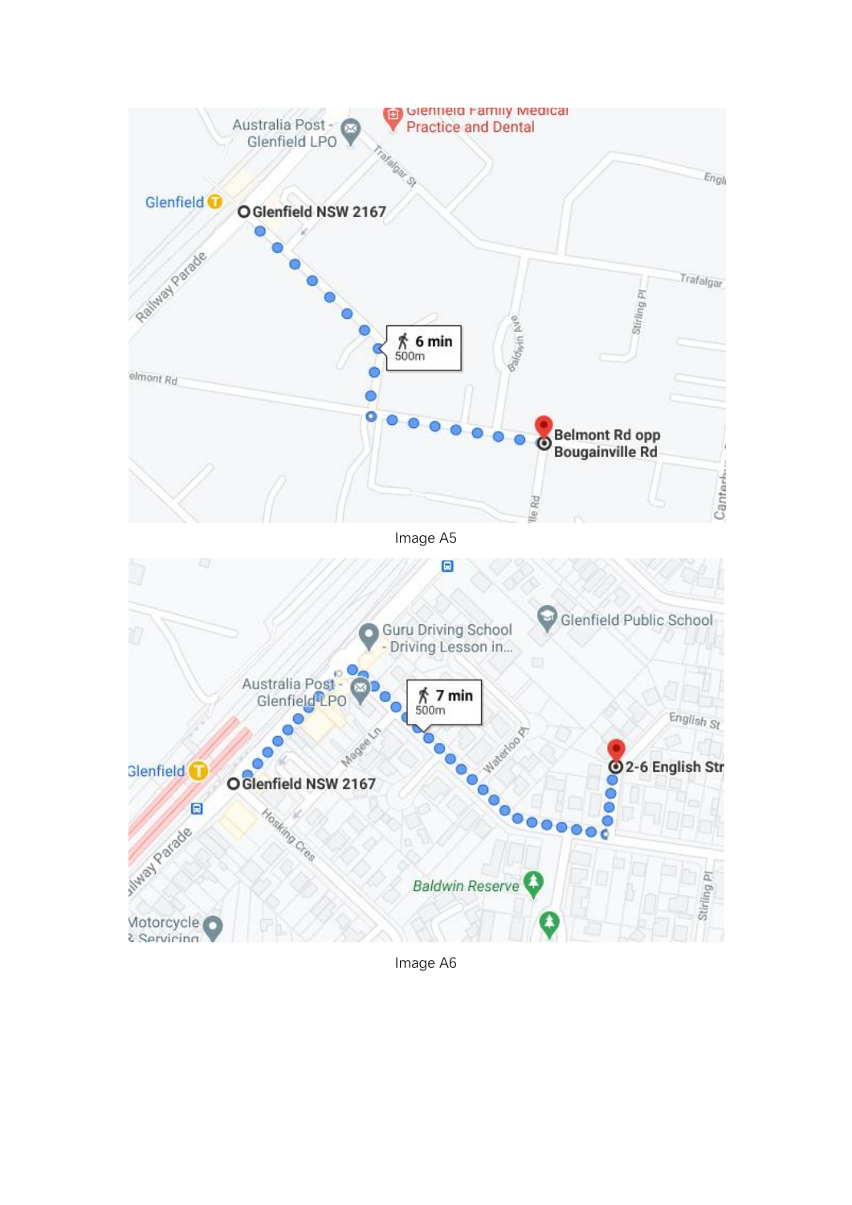Image A5

Image A6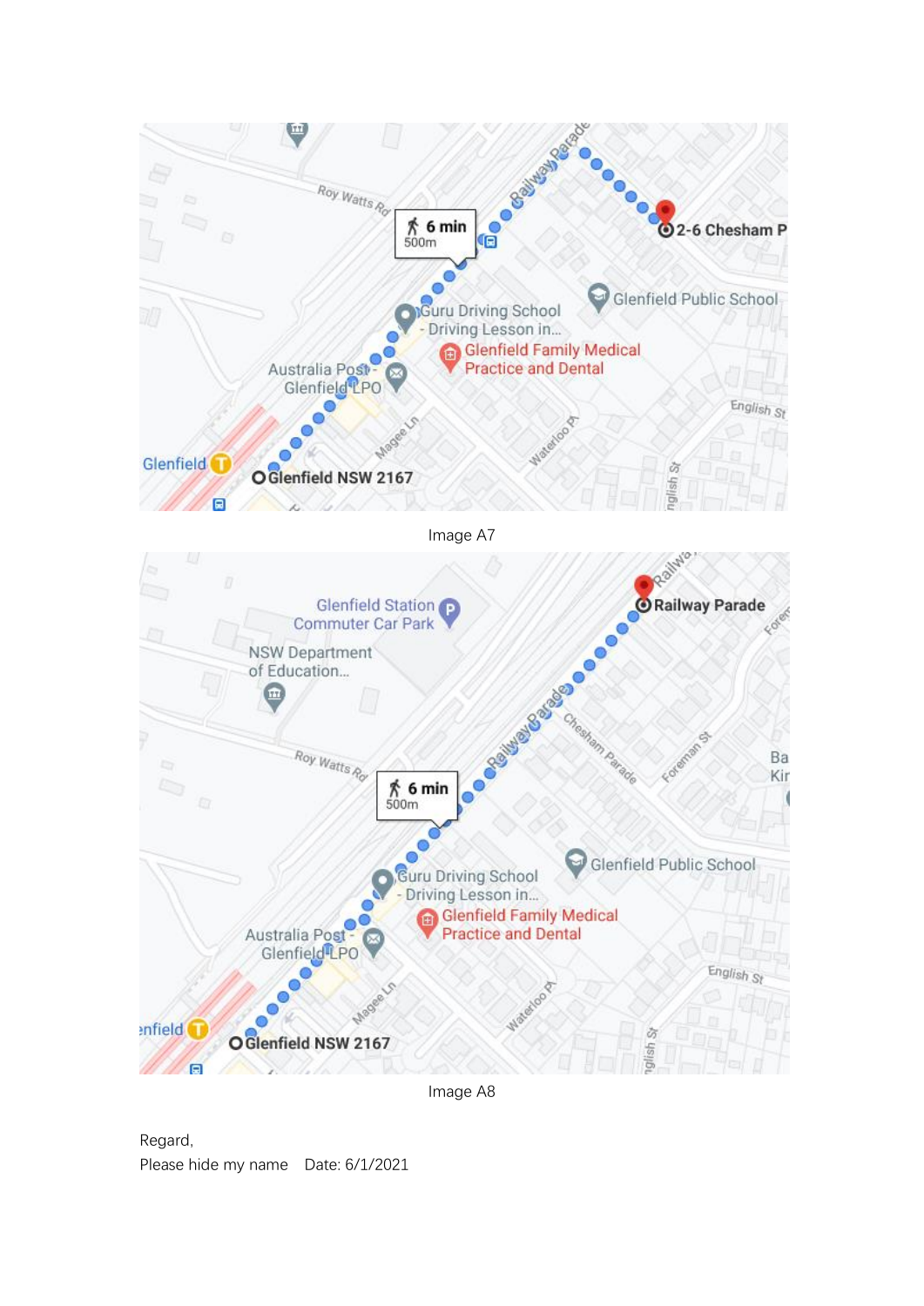Image A7

Image A8

Regard,

Please hide my name  Date: 6/1/2021